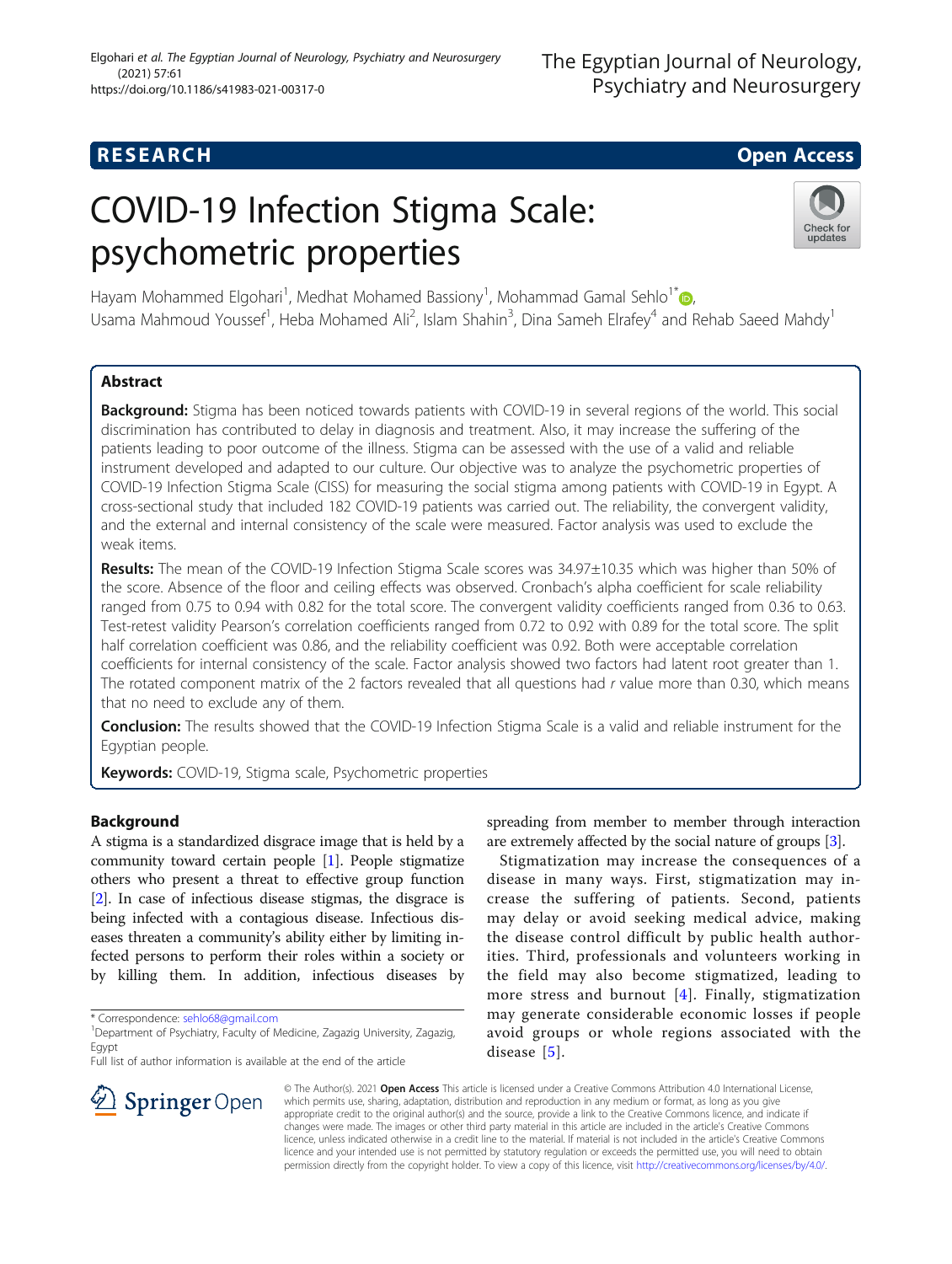RESEARCH

Open Access

# COVID-19 Infection Stigma Scale: psychometric properties

Hayam Mohammed Elgohari[1], Medhat Mohamed Bassiony[1], Mohammad Gamal Sehlo[1*], Usama Mahmoud Youssef[1], Heba Mohamed Ali[2], Islam Shahin[3], Dina Sameh Elrafey[4] and Rehab Saeed Mahdy[1]

## Abstract

**Background:** Stigma has been noticed towards patients with COVID-19 in several regions of the world. This social discrimination has contributed to delay in diagnosis and treatment. Also, it may increase the suffering of the patients leading to poor outcome of the illness. Stigma can be assessed with the use of a valid and reliable instrument developed and adapted to our culture. Our objective was to analyze the psychometric properties of COVID-19 Infection Stigma Scale (CISS) for measuring the social stigma among patients with COVID-19 in Egypt. A cross-sectional study that included 182 COVID-19 patients was carried out. The reliability, the convergent validity, and the external and internal consistency of the scale were measured. Factor analysis was used to exclude the weak items.

**Results:** The mean of the COVID-19 Infection Stigma Scale scores was 34.97±10.35 which was higher than 50% of the score. Absence of the floor and ceiling effects was observed. Cronbach's alpha coefficient for scale reliability ranged from 0.75 to 0.94 with 0.82 for the total score. The convergent validity coefficients ranged from 0.36 to 0.63. Test-retest validity Pearson's correlation coefficients ranged from 0.72 to 0.92 with 0.89 for the total score. The split half correlation coefficient was 0.86, and the reliability coefficient was 0.92. Both were acceptable correlation coefficients for internal consistency of the scale. Factor analysis showed two factors had latent root greater than 1. The rotated component matrix of the 2 factors revealed that all questions had *r* value more than 0.30, which means that no need to exclude any of them.

**Conclusion:** The results showed that the COVID-19 Infection Stigma Scale is a valid and reliable instrument for the Egyptian people.

**Keywords:** COVID-19, Stigma scale, Psychometric properties

## Background

A stigma is a standardized disgrace image that is held by a community toward certain people [1]. People stigmatize others who present a threat to effective group function [2]. In case of infectious disease stigmas, the disgrace is being infected with a contagious disease. Infectious diseases threaten a community's ability either by limiting infected persons to perform their roles within a society or by killing them. In addition, infectious diseases by spreading from member to member through interaction are extremely affected by the social nature of groups [3].

Stigmatization may increase the consequences of a disease in many ways. First, stigmatization may increase the suffering of patients. Second, patients may delay or avoid seeking medical advice, making the disease control difficult by public health authorities. Third, professionals and volunteers working in the field may also become stigmatized, leading to more stress and burnout [4]. Finally, stigmatization may generate considerable economic losses if people avoid groups or whole regions associated with the disease [5].

\* Correspondence: sehlo68@gmail.com
[1]Department of Psychiatry, Faculty of Medicine, Zagazig University, Zagazig, Egypt
Full list of author information is available at the end of the article

© The Author(s). 2021 **Open Access** This article is licensed under a Creative Commons Attribution 4.0 International License, which permits use, sharing, adaptation, distribution and reproduction in any medium or format, as long as you give appropriate credit to the original author(s) and the source, provide a link to the Creative Commons licence, and indicate if changes were made. The images or other third party material in this article are included in the article's Creative Commons licence, unless indicated otherwise in a credit line to the material. If material is not included in the article's Creative Commons licence and your intended use is not permitted by statutory regulation or exceeds the permitted use, you will need to obtain permission directly from the copyright holder. To view a copy of this licence, visit http://creativecommons.org/licenses/by/4.0/.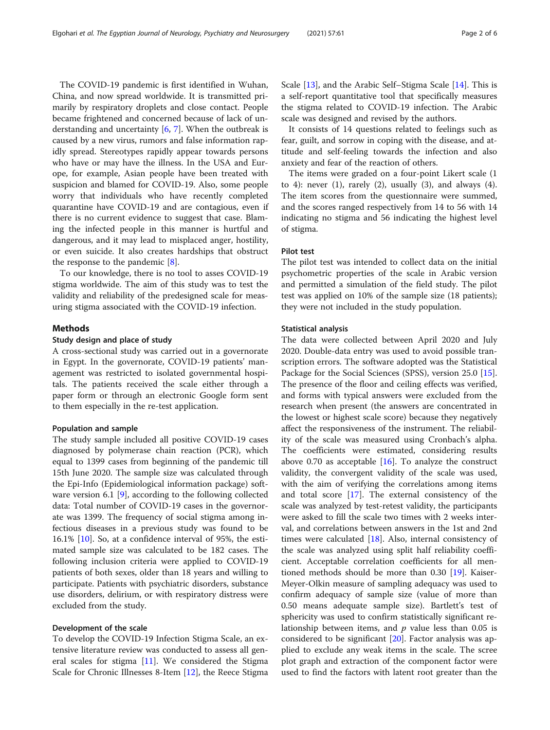The COVID-19 pandemic is first identified in Wuhan, China, and now spread worldwide. It is transmitted primarily by respiratory droplets and close contact. People became frightened and concerned because of lack of understanding and uncertainty [6, 7]. When the outbreak is caused by a new virus, rumors and false information rapidly spread. Stereotypes rapidly appear towards persons who have or may have the illness. In the USA and Europe, for example, Asian people have been treated with suspicion and blamed for COVID-19. Also, some people worry that individuals who have recently completed quarantine have COVID-19 and are contagious, even if there is no current evidence to suggest that case. Blaming the infected people in this manner is hurtful and dangerous, and it may lead to misplaced anger, hostility, or even suicide. It also creates hardships that obstruct the response to the pandemic [8].

To our knowledge, there is no tool to asses COVID-19 stigma worldwide. The aim of this study was to test the validity and reliability of the predesigned scale for measuring stigma associated with the COVID-19 infection.

## Methods

### Study design and place of study

A cross-sectional study was carried out in a governorate in Egypt. In the governorate, COVID-19 patients' management was restricted to isolated governmental hospitals. The patients received the scale either through a paper form or through an electronic Google form sent to them especially in the re-test application.

### Population and sample

The study sample included all positive COVID-19 cases diagnosed by polymerase chain reaction (PCR), which equal to 1399 cases from beginning of the pandemic till 15th June 2020. The sample size was calculated through the Epi-Info (Epidemiological information package) software version 6.1 [9], according to the following collected data: Total number of COVID-19 cases in the governorate was 1399. The frequency of social stigma among infectious diseases in a previous study was found to be 16.1% [10]. So, at a confidence interval of 95%, the estimated sample size was calculated to be 182 cases. The following inclusion criteria were applied to COVID-19 patients of both sexes, older than 18 years and willing to participate. Patients with psychiatric disorders, substance use disorders, delirium, or with respiratory distress were excluded from the study.

### Development of the scale

To develop the COVID-19 Infection Stigma Scale, an extensive literature review was conducted to assess all general scales for stigma [11]. We considered the Stigma Scale for Chronic Illnesses 8-Item [12], the Reece Stigma Scale [13], and the Arabic Self–Stigma Scale [14]. This is a self-report quantitative tool that specifically measures the stigma related to COVID-19 infection. The Arabic scale was designed and revised by the authors.

It consists of 14 questions related to feelings such as fear, guilt, and sorrow in coping with the disease, and attitude and self-feeling towards the infection and also anxiety and fear of the reaction of others.

The items were graded on a four-point Likert scale (1 to 4): never (1), rarely (2), usually (3), and always (4). The item scores from the questionnaire were summed, and the scores ranged respectively from 14 to 56 with 14 indicating no stigma and 56 indicating the highest level of stigma.

### Pilot test

The pilot test was intended to collect data on the initial psychometric properties of the scale in Arabic version and permitted a simulation of the field study. The pilot test was applied on 10% of the sample size (18 patients); they were not included in the study population.

### Statistical analysis

The data were collected between April 2020 and July 2020. Double-data entry was used to avoid possible transcription errors. The software adopted was the Statistical Package for the Social Sciences (SPSS), version 25.0 [15]. The presence of the floor and ceiling effects was verified, and forms with typical answers were excluded from the research when present (the answers are concentrated in the lowest or highest scale score) because they negatively affect the responsiveness of the instrument. The reliability of the scale was measured using Cronbach's alpha. The coefficients were estimated, considering results above 0.70 as acceptable [16]. To analyze the construct validity, the convergent validity of the scale was used, with the aim of verifying the correlations among items and total score [17]. The external consistency of the scale was analyzed by test-retest validity, the participants were asked to fill the scale two times with 2 weeks interval, and correlations between answers in the 1st and 2nd times were calculated [18]. Also, internal consistency of the scale was analyzed using split half reliability coefficient. Acceptable correlation coefficients for all mentioned methods should be more than 0.30 [19]. Kaiser-Meyer-Olkin measure of sampling adequacy was used to confirm adequacy of sample size (value of more than 0.50 means adequate sample size). Bartlett's test of sphericity was used to confirm statistically significant relationship between items, and $p$ value less than 0.05 is considered to be significant [20]. Factor analysis was applied to exclude any weak items in the scale. The scree plot graph and extraction of the component factor were used to find the factors with latent root greater than the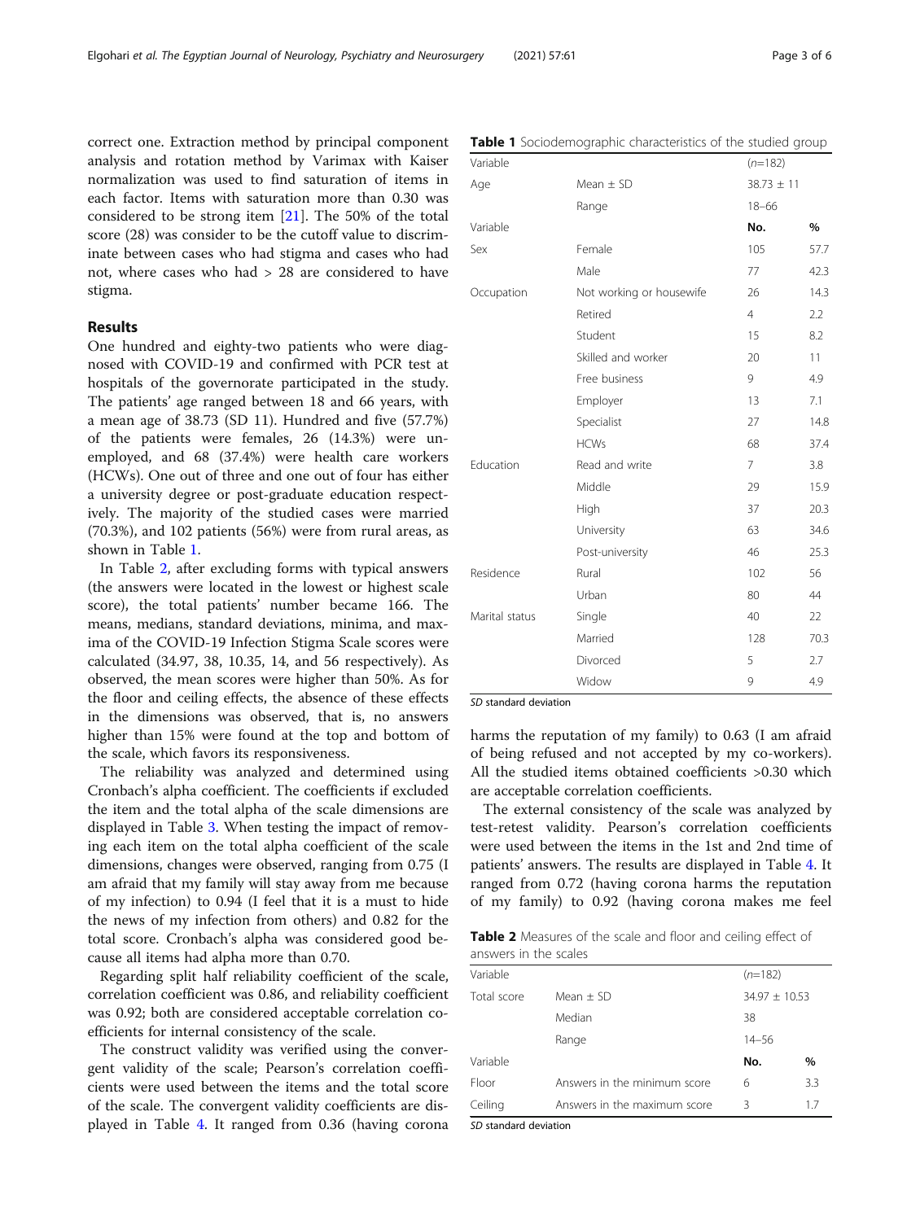correct one. Extraction method by principal component analysis and rotation method by Varimax with Kaiser normalization was used to find saturation of items in each factor. Items with saturation more than 0.30 was considered to be strong item [21]. The 50% of the total score (28) was consider to be the cutoff value to discriminate between cases who had stigma and cases who had not, where cases who had > 28 are considered to have stigma.

## Results

One hundred and eighty-two patients who were diagnosed with COVID-19 and confirmed with PCR test at hospitals of the governorate participated in the study. The patients' age ranged between 18 and 66 years, with a mean age of 38.73 (SD 11). Hundred and five (57.7%) of the patients were females, 26 (14.3%) were unemployed, and 68 (37.4%) were health care workers (HCWs). One out of three and one out of four has either a university degree or post-graduate education respectively. The majority of the studied cases were married (70.3%), and 102 patients (56%) were from rural areas, as shown in Table 1.

**Table 1** Sociodemographic characteristics of the studied group

| Variable | | (n=182) | |
|---|---|---|---|
| Age | Mean ± SD | 38.73 ± 11 | |
| | Range | 18–66 | |
| Variable | | **No.** | **%** |
| Sex | Female | 105 | 57.7 |
| | Male | 77 | 42.3 |
| Occupation | Not working or housewife | 26 | 14.3 |
| | Retired | 4 | 2.2 |
| | Student | 15 | 8.2 |
| | Skilled and worker | 20 | 11 |
| | Free business | 9 | 4.9 |
| | Employer | 13 | 7.1 |
| | Specialist | 27 | 14.8 |
| | HCWs | 68 | 37.4 |
| Education | Read and write | 7 | 3.8 |
| | Middle | 29 | 15.9 |
| | High | 37 | 20.3 |
| | University | 63 | 34.6 |
| | Post-university | 46 | 25.3 |
| Residence | Rural | 102 | 56 |
| | Urban | 80 | 44 |
| Marital status | Single | 40 | 22 |
| | Married | 128 | 70.3 |
| | Divorced | 5 | 2.7 |
| | Widow | 9 | 4.9 |

*SD* standard deviation

In Table 2, after excluding forms with typical answers (the answers were located in the lowest or highest scale score), the total patients' number became 166. The means, medians, standard deviations, minima, and maxima of the COVID-19 Infection Stigma Scale scores were calculated (34.97, 38, 10.35, 14, and 56 respectively). As observed, the mean scores were higher than 50%. As for the floor and ceiling effects, the absence of these effects in the dimensions was observed, that is, no answers higher than 15% were found at the top and bottom of the scale, which favors its responsiveness.

The reliability was analyzed and determined using Cronbach's alpha coefficient. The coefficients if excluded the item and the total alpha of the scale dimensions are displayed in Table 3. When testing the impact of removing each item on the total alpha coefficient of the scale dimensions, changes were observed, ranging from 0.75 (I am afraid that my family will stay away from me because of my infection) to 0.94 (I feel that it is a must to hide the news of my infection from others) and 0.82 for the total score. Cronbach's alpha was considered good because all items had alpha more than 0.70.

Regarding split half reliability coefficient of the scale, correlation coefficient was 0.86, and reliability coefficient was 0.92; both are considered acceptable correlation coefficients for internal consistency of the scale.

The construct validity was verified using the convergent validity of the scale; Pearson's correlation coefficients were used between the items and the total score of the scale. The convergent validity coefficients are displayed in Table 4. It ranged from 0.36 (having corona harms the reputation of my family) to 0.63 (I am afraid of being refused and not accepted by my co-workers). All the studied items obtained coefficients >0.30 which are acceptable correlation coefficients.

The external consistency of the scale was analyzed by test-retest validity. Pearson's correlation coefficients were used between the items in the 1st and 2nd time of patients' answers. The results are displayed in Table 4. It ranged from 0.72 (having corona harms the reputation of my family) to 0.92 (having corona makes me feel

**Table 2** Measures of the scale and floor and ceiling effect of answers in the scales

| Variable | | (n=182) | |
|---|---|---|---|
| Total score | Mean ± SD | 34.97 ± 10.53 | |
| | Median | 38 | |
| | Range | 14–56 | |
| Variable | | **No.** | **%** |
| Floor | Answers in the minimum score | 6 | 3.3 |
| Ceiling | Answers in the maximum score | 3 | 1.7 |

*SD* standard deviation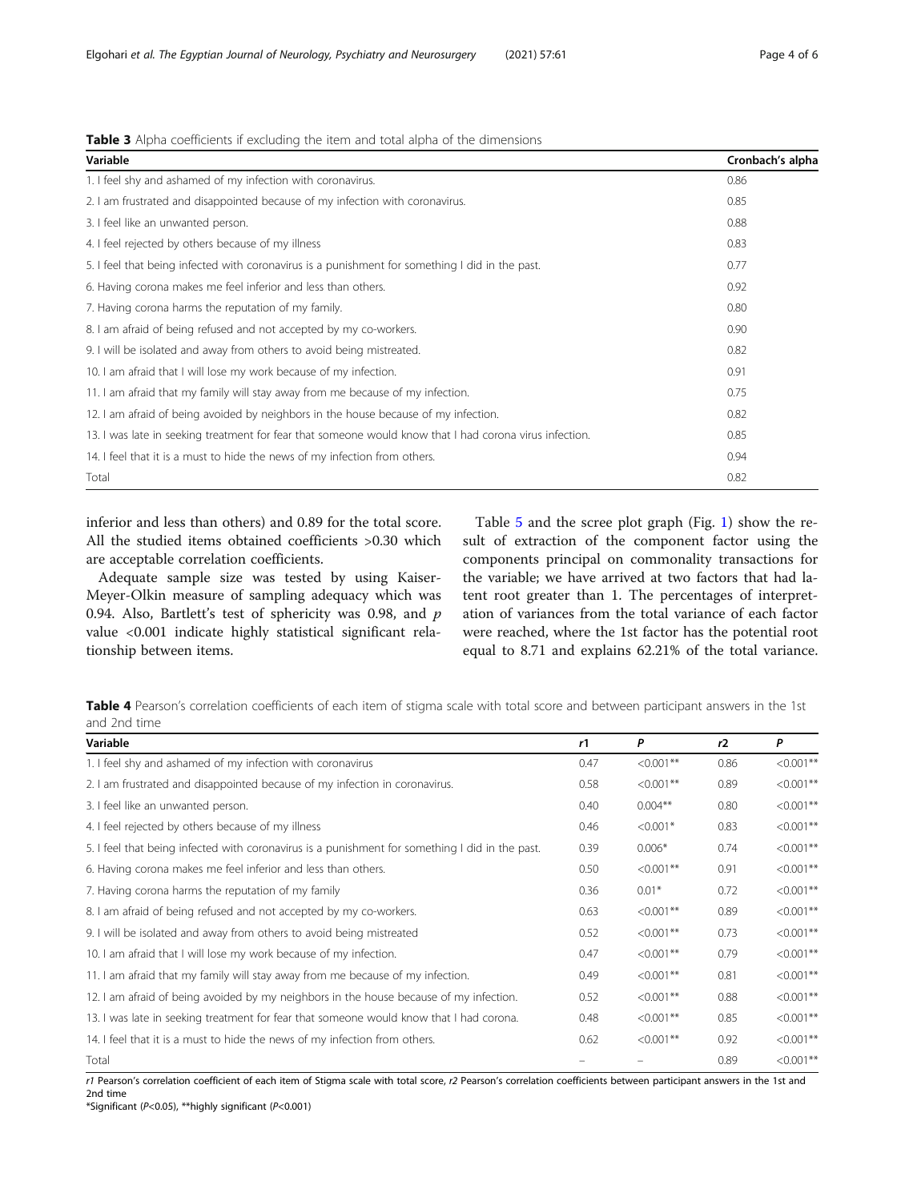**Table 3** Alpha coefficients if excluding the item and total alpha of the dimensions

| Variable | Cronbach's alpha |
|---|---|
| 1. I feel shy and ashamed of my infection with coronavirus. | 0.86 |
| 2. I am frustrated and disappointed because of my infection with coronavirus. | 0.85 |
| 3. I feel like an unwanted person. | 0.88 |
| 4. I feel rejected by others because of my illness | 0.83 |
| 5. I feel that being infected with coronavirus is a punishment for something I did in the past. | 0.77 |
| 6. Having corona makes me feel inferior and less than others. | 0.92 |
| 7. Having corona harms the reputation of my family. | 0.80 |
| 8. I am afraid of being refused and not accepted by my co-workers. | 0.90 |
| 9. I will be isolated and away from others to avoid being mistreated. | 0.82 |
| 10. I am afraid that I will lose my work because of my infection. | 0.91 |
| 11. I am afraid that my family will stay away from me because of my infection. | 0.75 |
| 12. I am afraid of being avoided by neighbors in the house because of my infection. | 0.82 |
| 13. I was late in seeking treatment for fear that someone would know that I had corona virus infection. | 0.85 |
| 14. I feel that it is a must to hide the news of my infection from others. | 0.94 |
| Total | 0.82 |

inferior and less than others) and 0.89 for the total score. All the studied items obtained coefficients >0.30 which are acceptable correlation coefficients.

Adequate sample size was tested by using Kaiser-Meyer-Olkin measure of sampling adequacy which was 0.94. Also, Bartlett's test of sphericity was 0.98, and $p$ value <0.001 indicate highly statistical significant relationship between items.

Table 5 and the scree plot graph (Fig. 1) show the result of extraction of the component factor using the components principal on commonality transactions for the variable; we have arrived at two factors that had latent root greater than 1. The percentages of interpretation of variances from the total variance of each factor were reached, where the 1st factor has the potential root equal to 8.71 and explains 62.21% of the total variance.

**Table 4** Pearson's correlation coefficients of each item of stigma scale with total score and between participant answers in the 1st and 2nd time

| Variable | r1 | P | r2 | P |
|---|---|---|---|---|
| 1. I feel shy and ashamed of my infection with coronavirus | 0.47 | <0.001** | 0.86 | <0.001** |
| 2. I am frustrated and disappointed because of my infection in coronavirus. | 0.58 | <0.001** | 0.89 | <0.001** |
| 3. I feel like an unwanted person. | 0.40 | 0.004** | 0.80 | <0.001** |
| 4. I feel rejected by others because of my illness | 0.46 | <0.001* | 0.83 | <0.001** |
| 5. I feel that being infected with coronavirus is a punishment for something I did in the past. | 0.39 | 0.006* | 0.74 | <0.001** |
| 6. Having corona makes me feel inferior and less than others. | 0.50 | <0.001** | 0.91 | <0.001** |
| 7. Having corona harms the reputation of my family | 0.36 | 0.01* | 0.72 | <0.001** |
| 8. I am afraid of being refused and not accepted by my co-workers. | 0.63 | <0.001** | 0.89 | <0.001** |
| 9. I will be isolated and away from others to avoid being mistreated | 0.52 | <0.001** | 0.73 | <0.001** |
| 10. I am afraid that I will lose my work because of my infection. | 0.47 | <0.001** | 0.79 | <0.001** |
| 11. I am afraid that my family will stay away from me because of my infection. | 0.49 | <0.001** | 0.81 | <0.001** |
| 12. I am afraid of being avoided by my neighbors in the house because of my infection. | 0.52 | <0.001** | 0.88 | <0.001** |
| 13. I was late in seeking treatment for fear that someone would know that I had corona. | 0.48 | <0.001** | 0.85 | <0.001** |
| 14. I feel that it is a must to hide the news of my infection from others. | 0.62 | <0.001** | 0.92 | <0.001** |
| Total | – | – | 0.89 | <0.001** |

*r1* Pearson's correlation coefficient of each item of Stigma scale with total score, *r2* Pearson's correlation coefficients between participant answers in the 1st and 2nd time

*Significant (P<0.05), **highly significant (P<0.001)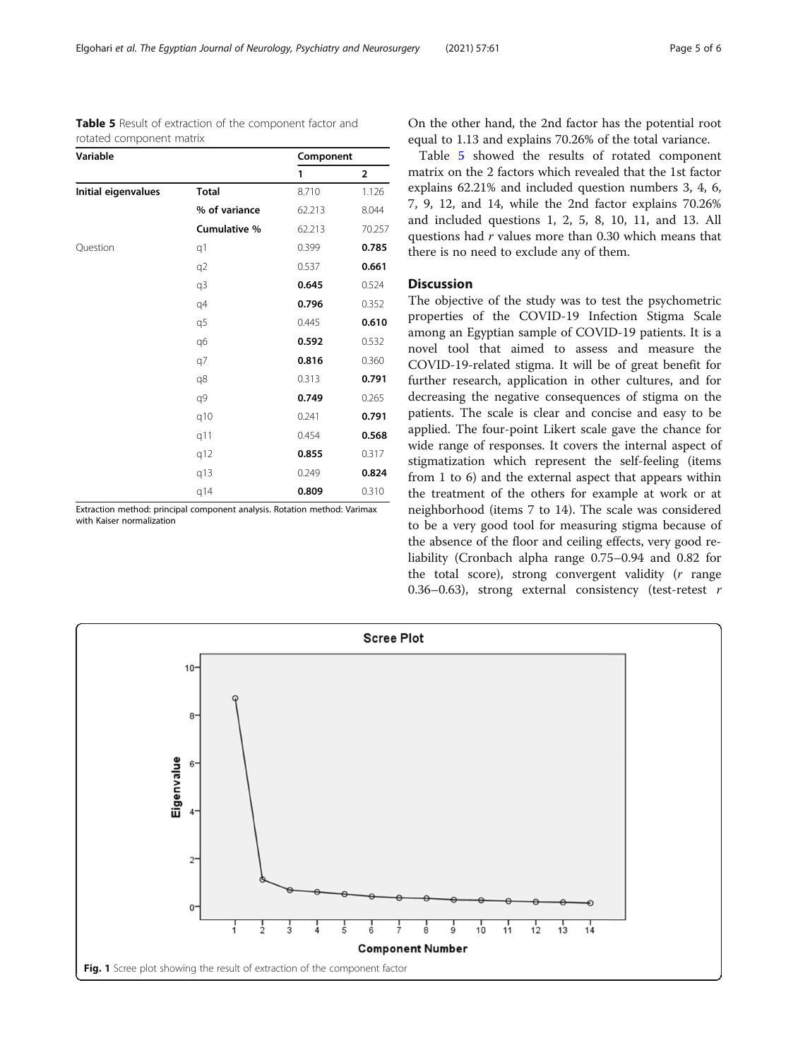**Table 5** Result of extraction of the component factor and rotated component matrix

| Variable | | Component | |
|---|---|---|---|
| | | 1 | 2 |
| **Initial eigenvalues** | **Total** | 8.710 | 1.126 |
| | **% of variance** | 62.213 | 8.044 |
| | **Cumulative %** | 62.213 | 70.257 |
| Question | q1 | 0.399 | **0.785** |
| | q2 | 0.537 | **0.661** |
| | q3 | **0.645** | 0.524 |
| | q4 | **0.796** | 0.352 |
| | q5 | 0.445 | **0.610** |
| | q6 | **0.592** | 0.532 |
| | q7 | **0.816** | 0.360 |
| | q8 | 0.313 | **0.791** |
| | q9 | **0.749** | 0.265 |
| | q10 | 0.241 | **0.791** |
| | q11 | 0.454 | **0.568** |
| | q12 | **0.855** | 0.317 |
| | q13 | 0.249 | **0.824** |
| | q14 | **0.809** | 0.310 |

Extraction method: principal component analysis. Rotation method: Varimax with Kaiser normalization

On the other hand, the 2nd factor has the potential root equal to 1.13 and explains 70.26% of the total variance.

Table 5 showed the results of rotated component matrix on the 2 factors which revealed that the 1st factor explains 62.21% and included question numbers 3, 4, 6, 7, 9, 12, and 14, while the 2nd factor explains 70.26% and included questions 1, 2, 5, 8, 10, 11, and 13. All questions had $r$ values more than 0.30 which means that there is no need to exclude any of them.

## Discussion

The objective of the study was to test the psychometric properties of the COVID-19 Infection Stigma Scale among an Egyptian sample of COVID-19 patients. It is a novel tool that aimed to assess and measure the COVID-19-related stigma. It will be of great benefit for further research, application in other cultures, and for decreasing the negative consequences of stigma on the patients. The scale is clear and concise and easy to be applied. The four-point Likert scale gave the chance for wide range of responses. It covers the internal aspect of stigmatization which represent the self-feeling (items from 1 to 6) and the external aspect that appears within the treatment of the others for example at work or at neighborhood (items 7 to 14). The scale was considered to be a very good tool for measuring stigma because of the absence of the floor and ceiling effects, very good reliability (Cronbach alpha range 0.75–0.94 and 0.82 for the total score), strong convergent validity ($r$ range 0.36–0.63), strong external consistency (test-retest $r$

**Fig. 1** Scree plot showing the result of extraction of the component factor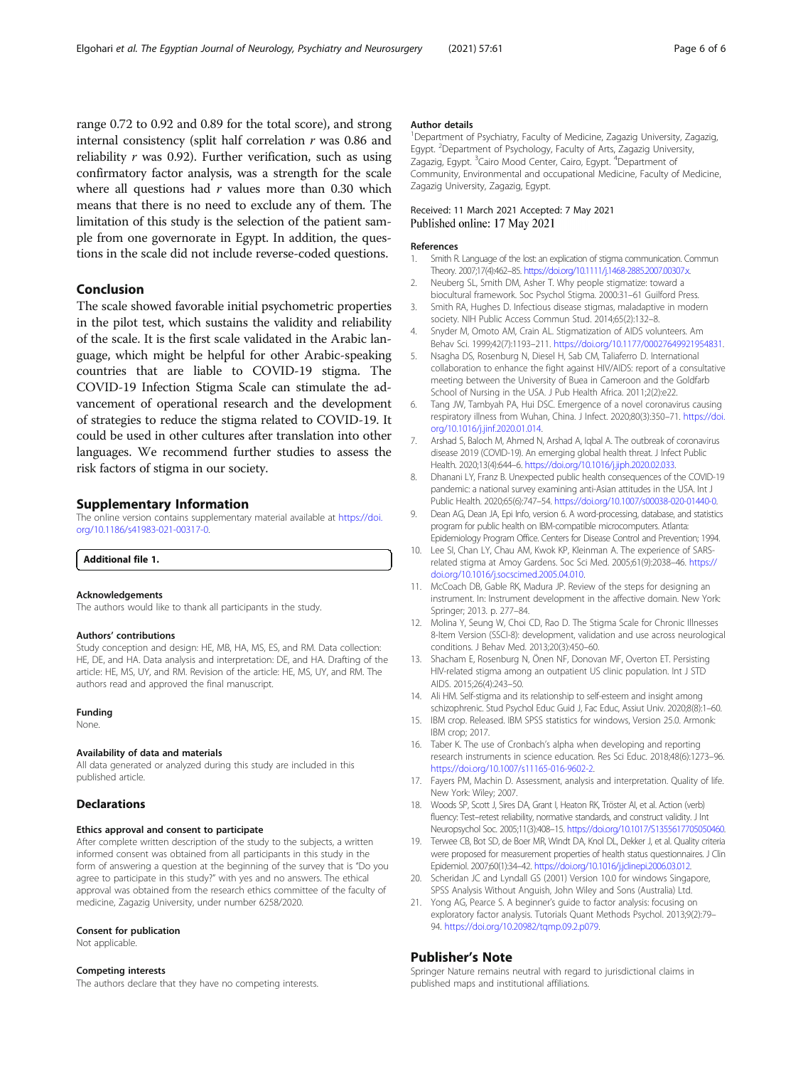range 0.72 to 0.92 and 0.89 for the total score), and strong internal consistency (split half correlation $r$ was 0.86 and reliability $r$ was 0.92). Further verification, such as using confirmatory factor analysis, was a strength for the scale where all questions had $r$ values more than 0.30 which means that there is no need to exclude any of them. The limitation of this study is the selection of the patient sample from one governorate in Egypt. In addition, the questions in the scale did not include reverse-coded questions.

## Conclusion

The scale showed favorable initial psychometric properties in the pilot test, which sustains the validity and reliability of the scale. It is the first scale validated in the Arabic language, which might be helpful for other Arabic-speaking countries that are liable to COVID-19 stigma. The COVID-19 Infection Stigma Scale can stimulate the advancement of operational research and the development of strategies to reduce the stigma related to COVID-19. It could be used in other cultures after translation into other languages. We recommend further studies to assess the risk factors of stigma in our society.

## Supplementary Information

The online version contains supplementary material available at https://doi.org/10.1186/s41983-021-00317-0.

**Additional file 1.**

#### Acknowledgements

The authors would like to thank all participants in the study.

#### Authors' contributions

Study conception and design: HE, MB, HA, MS, ES, and RM. Data collection: HE, DE, and HA. Data analysis and interpretation: DE, and HA. Drafting of the article: HE, MS, UY, and RM. Revision of the article: HE, MS, UY, and RM. The authors read and approved the final manuscript.

#### Funding

None.

#### Availability of data and materials

All data generated or analyzed during this study are included in this published article.

## Declarations

#### Ethics approval and consent to participate

After complete written description of the study to the subjects, a written informed consent was obtained from all participants in this study in the form of answering a question at the beginning of the survey that is "Do you agree to participate in this study?" with yes and no answers. The ethical approval was obtained from the research ethics committee of the faculty of medicine, Zagazig University, under number 6258/2020.

#### Consent for publication

Not applicable.

#### Competing interests

The authors declare that they have no competing interests.

#### Author details

[1]Department of Psychiatry, Faculty of Medicine, Zagazig University, Zagazig, Egypt. [2]Department of Psychology, Faculty of Arts, Zagazig University, Zagazig, Egypt. [3]Cairo Mood Center, Cairo, Egypt. [4]Department of Community, Environmental and occupational Medicine, Faculty of Medicine, Zagazig University, Zagazig, Egypt.

Received: 11 March 2021 Accepted: 7 May 2021
Published online: 17 May 2021

#### References

1. Smith R. Language of the lost: an explication of stigma communication. Commun Theory. 2007;17(4):462–85. https://doi.org/10.1111/j.1468-2885.2007.00307.x.
2. Neuberg SL, Smith DM, Asher T. Why people stigmatize: toward a biocultural framework. Soc Psychol Stigma. 2000:31–61 Guilford Press.
3. Smith RA, Hughes D. Infectious disease stigmas, maladaptive in modern society. NIH Public Access Commun Stud. 2014;65(2):132–8.
4. Snyder M, Omoto AM, Crain AL. Stigmatization of AIDS volunteers. Am Behav Sci. 1999;42(7):1193–211. https://doi.org/10.1177/00027649921954831.
5. Nsagha DS, Rosenburg N, Diesel H, Sab CM, Taliaferro D. International collaboration to enhance the fight against HIV/AIDS: report of a consultative meeting between the University of Buea in Cameroon and the Goldfarb School of Nursing in the USA. J Pub Health Africa. 2011;2(2):e22.
6. Tang JW, Tambyah PA, Hui DSC. Emergence of a novel coronavirus causing respiratory illness from Wuhan, China. J Infect. 2020;80(3):350–71. https://doi.org/10.1016/j.jinf.2020.01.014.
7. Arshad S, Baloch M, Ahmed N, Arshad A, Iqbal A. The outbreak of coronavirus disease 2019 (COVID-19). An emerging global health threat. J Infect Public Health. 2020;13(4):644–6. https://doi.org/10.1016/j.jiph.2020.02.033.
8. Dhanani LY, Franz B. Unexpected public health consequences of the COVID-19 pandemic: a national survey examining anti-Asian attitudes in the USA. Int J Public Health. 2020;65(6):747–54. https://doi.org/10.1007/s00038-020-01440-0.
9. Dean AG, Dean JA, Epi Info, version 6. A word-processing, database, and statistics program for public health on IBM-compatible microcomputers. Atlanta: Epidemiology Program Office. Centers for Disease Control and Prevention; 1994.
10. Lee SI, Chan LY, Chau AM, Kwok KP, Kleinman A. The experience of SARS-related stigma at Amoy Gardens. Soc Sci Med. 2005;61(9):2038–46. https://doi.org/10.1016/j.socscimed.2005.04.010.
11. McCoach DB, Gable RK, Madura JP. Review of the steps for designing an instrument. In: Instrument development in the affective domain. New York: Springer; 2013. p. 277–84.
12. Molina Y, Seung W, Choi CD, Rao D. The Stigma Scale for Chronic Illnesses 8-Item Version (SSCI-8): development, validation and use across neurological conditions. J Behav Med. 2013;20(3):450–60.
13. Shacham E, Rosenburg N, Önen NF, Donovan MF, Overton ET. Persisting HIV-related stigma among an outpatient US clinic population. Int J STD AIDS. 2015;26(4):243–50.
14. Ali HM. Self-stigma and its relationship to self-esteem and insight among schizophrenic. Stud Psychol Educ Guid J, Fac Educ, Assiut Univ. 2020;8(8):1–60.
15. IBM crop. Released. IBM SPSS statistics for windows, Version 25.0. Armonk: IBM crop; 2017.
16. Taber K. The use of Cronbach's alpha when developing and reporting research instruments in science education. Res Sci Educ. 2018;48(6):1273–96. https://doi.org/10.1007/s11165-016-9602-2.
17. Fayers PM, Machin D. Assessment, analysis and interpretation. Quality of life. New York: Wiley; 2007.
18. Woods SP, Scott J, Sires DA, Grant I, Heaton RK, Tröster AI, et al. Action (verb) fluency: Test–retest reliability, normative standards, and construct validity. J Int Neuropsychol Soc. 2005;11(3):408–15. https://doi.org/10.1017/S1355617705050460.
19. Terwee CB, Bot SD, de Boer MR, Windt DA, Knol DL, Dekker J, et al. Quality criteria were proposed for measurement properties of health status questionnaires. J Clin Epidemiol. 2007;60(1):34–42. https://doi.org/10.1016/j.jclinepi.2006.03.012.
20. Scheridan JC and Lyndall GS (2001) Version 10.0 for windows Singapore, SPSS Analysis Without Anguish, John Wiley and Sons (Australia) Ltd.
21. Yong AG, Pearce S. A beginner's guide to factor analysis: focusing on exploratory factor analysis. Tutorials Quant Methods Psychol. 2013;9(2):79–94. https://doi.org/10.20982/tqmp.09.2.p079.

## Publisher's Note

Springer Nature remains neutral with regard to jurisdictional claims in published maps and institutional affiliations.